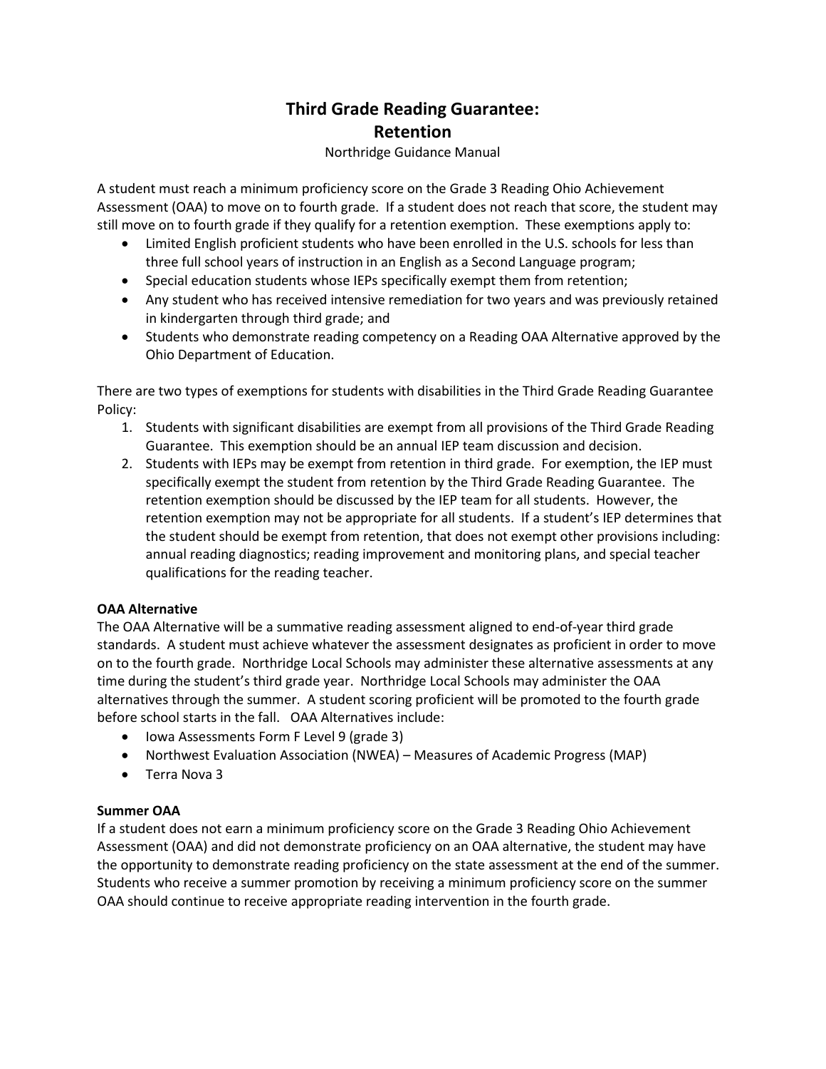# Third Grade Reading Guarantee: Retention

Northridge Guidance Manual

A student must reach a minimum proficiency score on the Grade 3 Reading Ohio Achievement Assessment (OAA) to move on to fourth grade. If a student does not reach that score, the student may still move on to fourth grade if they qualify for a retention exemption. These exemptions apply to:

- Limited English proficient students who have been enrolled in the U.S. schools for less than three full school years of instruction in an English as a Second Language program;
- Special education students whose IEPs specifically exempt them from retention;
- Any student who has received intensive remediation for two years and was previously retained in kindergarten through third grade; and
- Students who demonstrate reading competency on a Reading OAA Alternative approved by the Ohio Department of Education.

There are two types of exemptions for students with disabilities in the Third Grade Reading Guarantee Policy:

1. Students with significant disabilities are exempt from all provisions of the Third Grade Reading Guarantee. This exemption should be an annual IEP team discussion and decision.
2. Students with IEPs may be exempt from retention in third grade. For exemption, the IEP must specifically exempt the student from retention by the Third Grade Reading Guarantee. The retention exemption should be discussed by the IEP team for all students. However, the retention exemption may not be appropriate for all students. If a student's IEP determines that the student should be exempt from retention, that does not exempt other provisions including: annual reading diagnostics; reading improvement and monitoring plans, and special teacher qualifications for the reading teacher.

**OAA Alternative**

The OAA Alternative will be a summative reading assessment aligned to end-of-year third grade standards. A student must achieve whatever the assessment designates as proficient in order to move on to the fourth grade. Northridge Local Schools may administer these alternative assessments at any time during the student's third grade year. Northridge Local Schools may administer the OAA alternatives through the summer. A student scoring proficient will be promoted to the fourth grade before school starts in the fall. OAA Alternatives include:

- Iowa Assessments Form F Level 9 (grade 3)
- Northwest Evaluation Association (NWEA) – Measures of Academic Progress (MAP)
- Terra Nova 3

**Summer OAA**

If a student does not earn a minimum proficiency score on the Grade 3 Reading Ohio Achievement Assessment (OAA) and did not demonstrate proficiency on an OAA alternative, the student may have the opportunity to demonstrate reading proficiency on the state assessment at the end of the summer. Students who receive a summer promotion by receiving a minimum proficiency score on the summer OAA should continue to receive appropriate reading intervention in the fourth grade.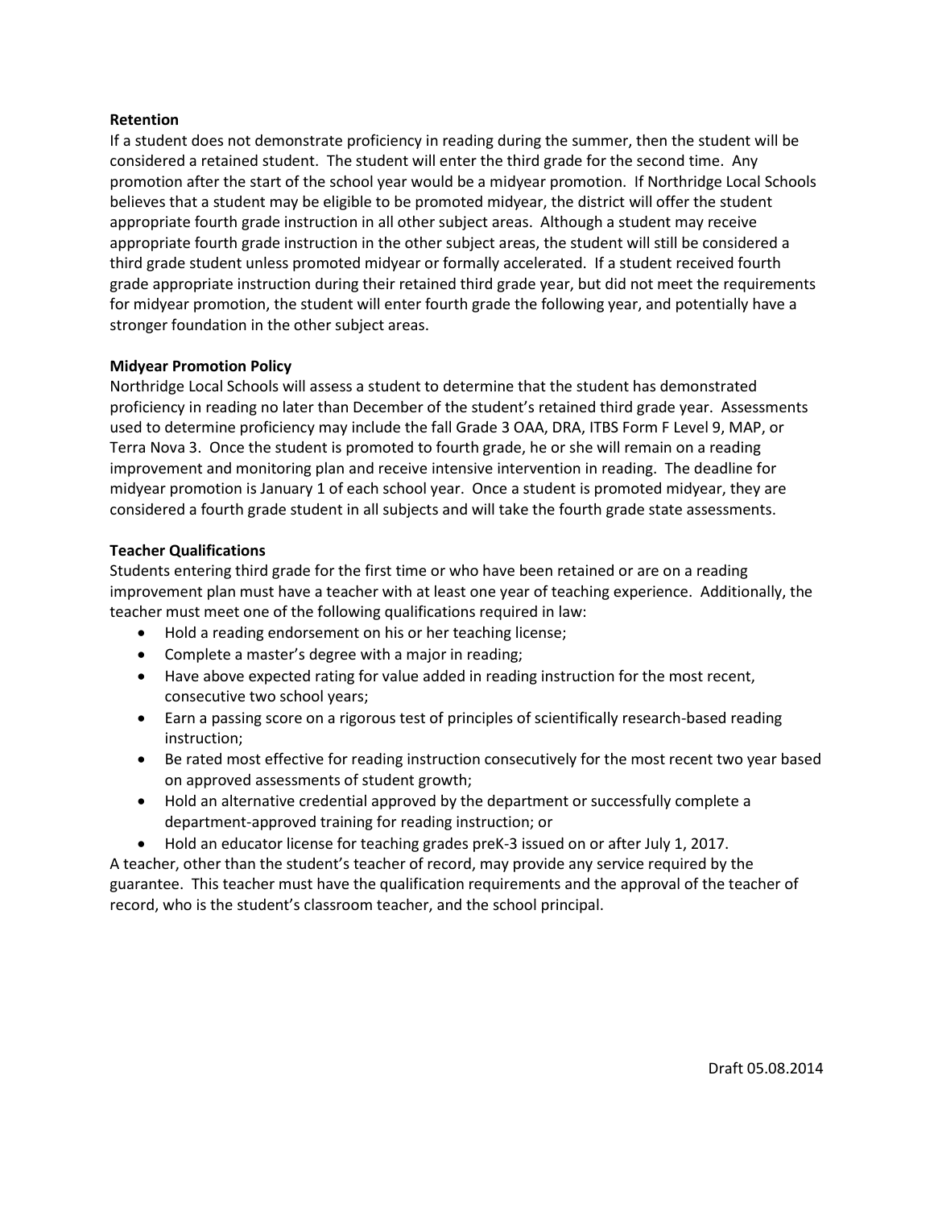**Retention**

If a student does not demonstrate proficiency in reading during the summer, then the student will be considered a retained student. The student will enter the third grade for the second time. Any promotion after the start of the school year would be a midyear promotion. If Northridge Local Schools believes that a student may be eligible to be promoted midyear, the district will offer the student appropriate fourth grade instruction in all other subject areas. Although a student may receive appropriate fourth grade instruction in the other subject areas, the student will still be considered a third grade student unless promoted midyear or formally accelerated. If a student received fourth grade appropriate instruction during their retained third grade year, but did not meet the requirements for midyear promotion, the student will enter fourth grade the following year, and potentially have a stronger foundation in the other subject areas.

**Midyear Promotion Policy**

Northridge Local Schools will assess a student to determine that the student has demonstrated proficiency in reading no later than December of the student's retained third grade year. Assessments used to determine proficiency may include the fall Grade 3 OAA, DRA, ITBS Form F Level 9, MAP, or Terra Nova 3. Once the student is promoted to fourth grade, he or she will remain on a reading improvement and monitoring plan and receive intensive intervention in reading. The deadline for midyear promotion is January 1 of each school year. Once a student is promoted midyear, they are considered a fourth grade student in all subjects and will take the fourth grade state assessments.

**Teacher Qualifications**

Students entering third grade for the first time or who have been retained or are on a reading improvement plan must have a teacher with at least one year of teaching experience. Additionally, the teacher must meet one of the following qualifications required in law:

- Hold a reading endorsement on his or her teaching license;
- Complete a master's degree with a major in reading;
- Have above expected rating for value added in reading instruction for the most recent, consecutive two school years;
- Earn a passing score on a rigorous test of principles of scientifically research-based reading instruction;
- Be rated most effective for reading instruction consecutively for the most recent two year based on approved assessments of student growth;
- Hold an alternative credential approved by the department or successfully complete a department-approved training for reading instruction; or
- Hold an educator license for teaching grades preK-3 issued on or after July 1, 2017.

A teacher, other than the student's teacher of record, may provide any service required by the guarantee. This teacher must have the qualification requirements and the approval of the teacher of record, who is the student's classroom teacher, and the school principal.

Draft 05.08.2014